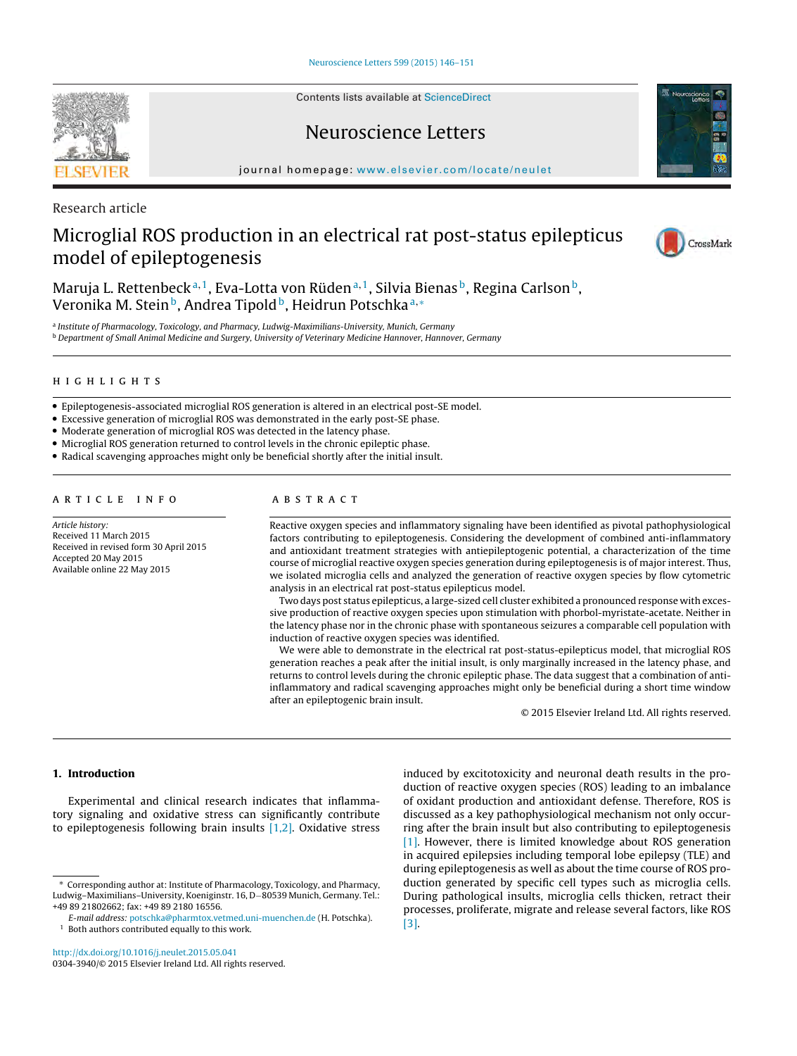Contents lists available at ScienceDirect

# Neuroscience Letters

journal homepage: www.elsevier.com/locate/neulet

Research article

# Microglial ROS production in an electrical rat post-status epilepticus model of epileptogenesis

Maruja L. Rettenbeck[a,1], Eva-Lotta von Rüden[a,1], Silvia Bienas[b], Regina Carlson[b], Veronika M. Stein[b], Andrea Tipold[b], Heidrun Potschka[a,*]

[a] Institute of Pharmacology, Toxicology, and Pharmacy, Ludwig-Maximilians-University, Munich, Germany
[b] Department of Small Animal Medicine and Surgery, University of Veterinary Medicine Hannover, Hannover, Germany

## HIGHLIGHTS

- Epileptogenesis-associated microglial ROS generation is altered in an electrical post-SE model.
- Excessive generation of microglial ROS was demonstrated in the early post-SE phase.
- Moderate generation of microglial ROS was detected in the latency phase.
- Microglial ROS generation returned to control levels in the chronic epileptic phase.
- Radical scavenging approaches might only be beneficial shortly after the initial insult.

## ARTICLE INFO

*Article history:*
Received 11 March 2015
Received in revised form 30 April 2015
Accepted 20 May 2015
Available online 22 May 2015

## ABSTRACT

Reactive oxygen species and inflammatory signaling have been identified as pivotal pathophysiological factors contributing to epileptogenesis. Considering the development of combined anti-inflammatory and antioxidant treatment strategies with antiepileptogenic potential, a characterization of the time course of microglial reactive oxygen species generation during epileptogenesis is of major interest. Thus, we isolated microglia cells and analyzed the generation of reactive oxygen species by flow cytometric analysis in an electrical rat post-status epilepticus model.

Two days post status epilepticus, a large-sized cell cluster exhibited a pronounced response with excessive production of reactive oxygen species upon stimulation with phorbol-myristate-acetate. Neither in the latency phase nor in the chronic phase with spontaneous seizures a comparable cell population with induction of reactive oxygen species was identified.

We were able to demonstrate in the electrical rat post-status-epilepticus model, that microglial ROS generation reaches a peak after the initial insult, is only marginally increased in the latency phase, and returns to control levels during the chronic epileptic phase. The data suggest that a combination of anti-inflammatory and radical scavenging approaches might only be beneficial during a short time window after an epileptogenic brain insult.

© 2015 Elsevier Ireland Ltd. All rights reserved.

## 1. Introduction

Experimental and clinical research indicates that inflammatory signaling and oxidative stress can significantly contribute to epileptogenesis following brain insults [1,2]. Oxidative stress induced by excitotoxicity and neuronal death results in the production of reactive oxygen species (ROS) leading to an imbalance of oxidant production and antioxidant defense. Therefore, ROS is discussed as a key pathophysiological mechanism not only occurring after the brain insult but also contributing to epileptogenesis [1]. However, there is limited knowledge about ROS generation in acquired epilepsies including temporal lobe epilepsy (TLE) and during epileptogenesis as well as about the time course of ROS production generated by specific cell types such as microglia cells. During pathological insults, microglia cells thicken, retract their processes, proliferate, migrate and release several factors, like ROS [3].

\* Corresponding author at: Institute of Pharmacology, Toxicology, and Pharmacy, Ludwig–Maximilians–University, Koeniginstr. 16, D−80539 Munich, Germany. Tel.: +49 89 21802662; fax: +49 89 2180 16556.
*E-mail address:* potschka@pharmtox.vetmed.uni-muenchen.de (H. Potschka).
[1] Both authors contributed equally to this work.

http://dx.doi.org/10.1016/j.neulet.2015.05.041
0304-3940/© 2015 Elsevier Ireland Ltd. All rights reserved.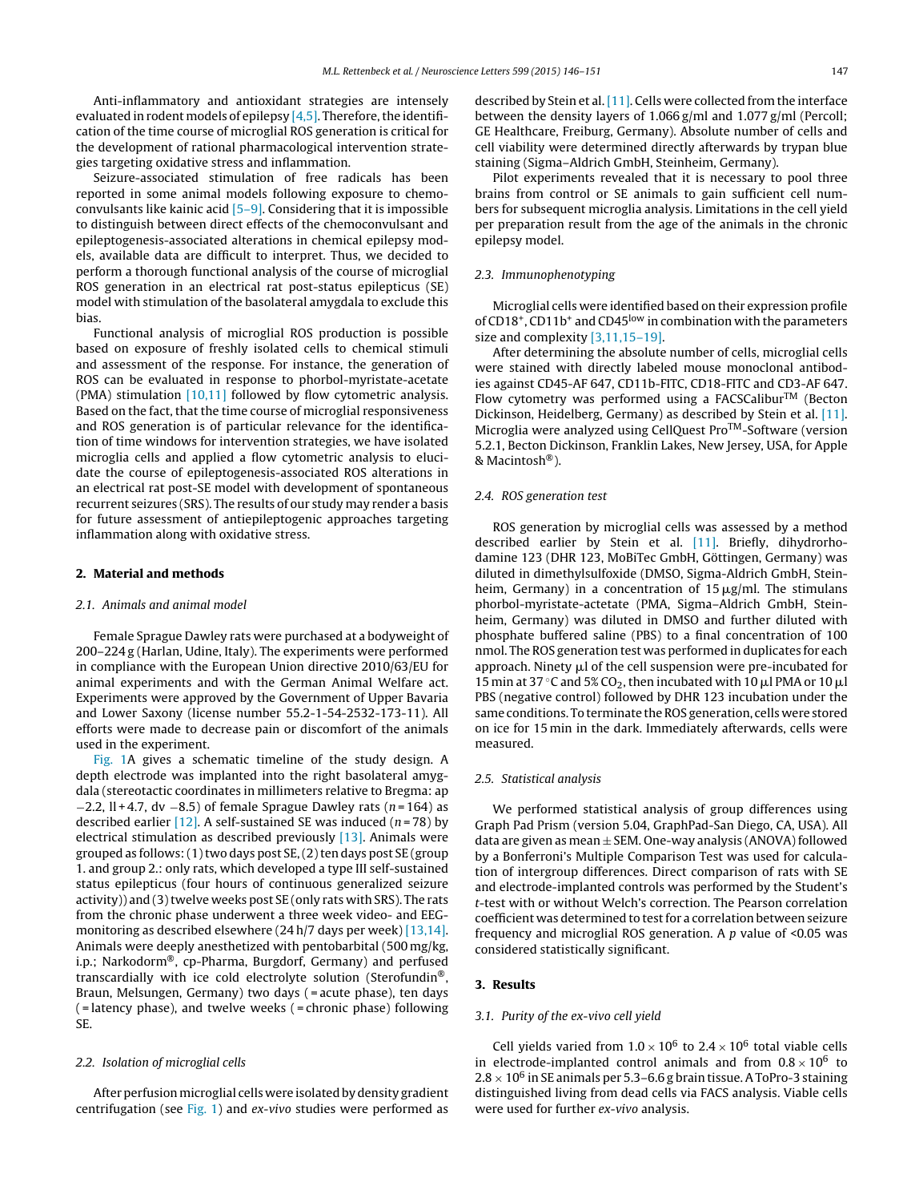Anti-inflammatory and antioxidant strategies are intensely evaluated in rodent models of epilepsy [4,5]. Therefore, the identification of the time course of microglial ROS generation is critical for the development of rational pharmacological intervention strategies targeting oxidative stress and inflammation.

Seizure-associated stimulation of free radicals has been reported in some animal models following exposure to chemoconvulsants like kainic acid [5–9]. Considering that it is impossible to distinguish between direct effects of the chemoconvulsant and epileptogenesis-associated alterations in chemical epilepsy models, available data are difficult to interpret. Thus, we decided to perform a thorough functional analysis of the course of microglial ROS generation in an electrical rat post-status epilepticus (SE) model with stimulation of the basolateral amygdala to exclude this bias.

Functional analysis of microglial ROS production is possible based on exposure of freshly isolated cells to chemical stimuli and assessment of the response. For instance, the generation of ROS can be evaluated in response to phorbol-myristate-acetate (PMA) stimulation [10,11] followed by flow cytometric analysis. Based on the fact, that the time course of microglial responsiveness and ROS generation is of particular relevance for the identification of time windows for intervention strategies, we have isolated microglia cells and applied a flow cytometric analysis to elucidate the course of epileptogenesis-associated ROS alterations in an electrical rat post-SE model with development of spontaneous recurrent seizures (SRS). The results of our study may render a basis for future assessment of antiepileptogenic approaches targeting inflammation along with oxidative stress.

## 2. Material and methods

### 2.1. Animals and animal model

Female Sprague Dawley rats were purchased at a bodyweight of 200–224 g (Harlan, Udine, Italy). The experiments were performed in compliance with the European Union directive 2010/63/EU for animal experiments and with the German Animal Welfare act. Experiments were approved by the Government of Upper Bavaria and Lower Saxony (license number 55.2-1-54-2532-173-11). All efforts were made to decrease pain or discomfort of the animals used in the experiment.

Fig. 1A gives a schematic timeline of the study design. A depth electrode was implanted into the right basolateral amygdala (stereotactic coordinates in millimeters relative to Bregma: ap −2.2, ll + 4.7, dv −8.5) of female Sprague Dawley rats ($n = 164$) as described earlier [12]. A self-sustained SE was induced ($n = 78$) by electrical stimulation as described previously [13]. Animals were grouped as follows: (1) two days post SE, (2) ten days post SE (group 1. and group 2.: only rats, which developed a type III self-sustained status epilepticus (four hours of continuous generalized seizure activity)) and (3) twelve weeks post SE (only rats with SRS). The rats from the chronic phase underwent a three week video- and EEG-monitoring as described elsewhere (24 h/7 days per week) [13,14]. Animals were deeply anesthetized with pentobarbital (500 mg/kg, i.p.; Narkodorm®, cp-Pharma, Burgdorf, Germany) and perfused transcardially with ice cold electrolyte solution (Sterofundin®, Braun, Melsungen, Germany) two days ( = acute phase), ten days ( = latency phase), and twelve weeks ( = chronic phase) following SE.

### 2.2. Isolation of microglial cells

After perfusion microglial cells were isolated by density gradient centrifugation (see Fig. 1) and *ex-vivo* studies were performed as described by Stein et al. [11]. Cells were collected from the interface between the density layers of 1.066 g/ml and 1.077 g/ml (Percoll; GE Healthcare, Freiburg, Germany). Absolute number of cells and cell viability were determined directly afterwards by trypan blue staining (Sigma–Aldrich GmbH, Steinheim, Germany).

Pilot experiments revealed that it is necessary to pool three brains from control or SE animals to gain sufficient cell numbers for subsequent microglia analysis. Limitations in the cell yield per preparation result from the age of the animals in the chronic epilepsy model.

### 2.3. Immunophenotyping

Microglial cells were identified based on their expression profile of CD18⁺, CD11b⁺ and CD45$^{low}$ in combination with the parameters size and complexity [3,11,15–19].

After determining the absolute number of cells, microglial cells were stained with directly labeled mouse monoclonal antibodies against CD45-AF 647, CD11b-FITC, CD18-FITC and CD3-AF 647. Flow cytometry was performed using a FACSCalibur™ (Becton Dickinson, Heidelberg, Germany) as described by Stein et al. [11]. Microglia were analyzed using CellQuest Pro™-Software (version 5.2.1, Becton Dickinson, Franklin Lakes, New Jersey, USA, for Apple & Macintosh®).

### 2.4. ROS generation test

ROS generation by microglial cells was assessed by a method described earlier by Stein et al. [11]. Briefly, dihydrorhodamine 123 (DHR 123, MoBiTec GmbH, Göttingen, Germany) was diluted in dimethylsulfoxide (DMSO, Sigma-Aldrich GmbH, Steinheim, Germany) in a concentration of 15 μg/ml. The stimulans phorbol-myristate-actetate (PMA, Sigma–Aldrich GmbH, Steinheim, Germany) was diluted in DMSO and further diluted with phosphate buffered saline (PBS) to a final concentration of 100 nmol. The ROS generation test was performed in duplicates for each approach. Ninety μl of the cell suspension were pre-incubated for 15 min at 37 °C and 5% $CO_2$, then incubated with 10 μl PMA or 10 μl PBS (negative control) followed by DHR 123 incubation under the same conditions. To terminate the ROS generation, cells were stored on ice for 15 min in the dark. Immediately afterwards, cells were measured.

### 2.5. Statistical analysis

We performed statistical analysis of group differences using Graph Pad Prism (version 5.04, GraphPad-San Diego, CA, USA). All data are given as mean ± SEM. One-way analysis (ANOVA) followed by a Bonferroni's Multiple Comparison Test was used for calculation of intergroup differences. Direct comparison of rats with SE and electrode-implanted controls was performed by the Student's *t*-test with or without Welch's correction. The Pearson correlation coefficient was determined to test for a correlation between seizure frequency and microglial ROS generation. A *p* value of <0.05 was considered statistically significant.

## 3. Results

### 3.1. Purity of the ex-vivo cell yield

Cell yields varied from $1.0 \times 10^6$ to $2.4 \times 10^6$ total viable cells in electrode-implanted control animals and from $0.8 \times 10^6$ to $2.8 \times 10^6$ in SE animals per 5.3–6.6 g brain tissue. A ToPro-3 staining distinguished living from dead cells via FACS analysis. Viable cells were used for further *ex-vivo* analysis.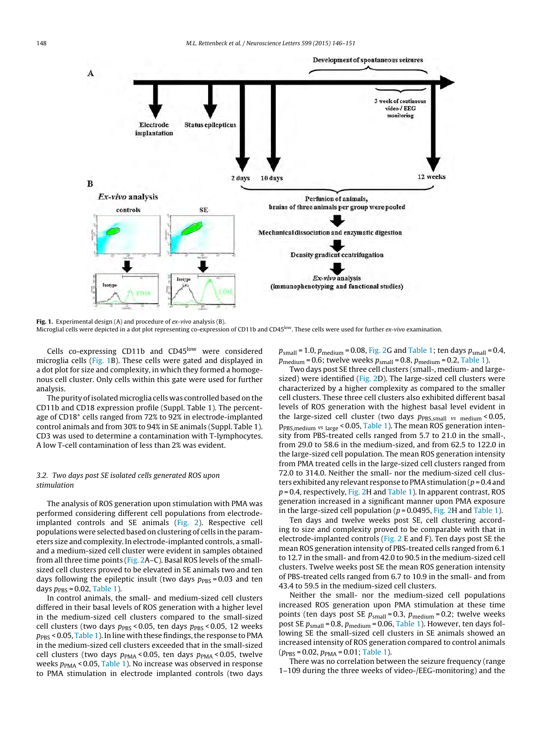**Fig. 1.** Experimental design (A) and procedure of *ex-vivo* analysis (B).
Microglial cells were depicted in a dot plot representing co-expression of CD11b and CD45$^{low}$. These cells were used for further *ex-vivo* examination.

Cells co-expressing CD11b and CD45$^{low}$ were considered microglia cells (Fig. 1B). These cells were gated and displayed in a dot plot for size and complexity, in which they formed a homogenous cell cluster. Only cells within this gate were used for further analysis.

The purity of isolated microglia cells was controlled based on the CD11b and CD18 expression profile (Suppl. Table 1). The percentage of CD18$^{+}$ cells ranged from 72% to 92% in electrode-implanted control animals and from 30% to 94% in SE animals (Suppl. Table 1). CD3 was used to determine a contamination with T-lymphocytes. A low T-cell contamination of less than 2% was evident.

### 3.2. Two days post SE isolated cells generated ROS upon stimulation

The analysis of ROS generation upon stimulation with PMA was performed considering different cell populations from electrode-implanted controls and SE animals (Fig. 2). Respective cell populations were selected based on clustering of cells in the parameters size and complexity. In electrode-implanted controls, a small- and a medium-sized cell cluster were evident in samples obtained from all three time points (Fig. 2A–C). Basal ROS levels of the small-sized cell clusters proved to be elevated in SE animals two and ten days following the epileptic insult (two days $p_{PBS} = 0.03$ and ten days $p_{PBS} = 0.02$, Table 1).

In control animals, the small- and medium-sized cell clusters differed in their basal levels of ROS generation with a higher level in the medium-sized cell clusters compared to the small-sized cell clusters (two days $p_{PBS} < 0.05$, ten days $p_{PBS} < 0.05$, 12 weeks $p_{PBS} < 0.05$, Table 1). In line with these findings, the response to PMA in the medium-sized cell clusters exceeded that in the small-sized cell clusters (two days $p_{PMA} < 0.05$, ten days $p_{PMA} < 0.05$, twelve weeks $p_{PMA} < 0.05$, Table 1). No increase was observed in response to PMA stimulation in electrode implanted controls (two days $p_{small} = 1.0$, $p_{medium} = 0.08$, Fig. 2G and Table 1; ten days $p_{small} = 0.4$, $p_{medium} = 0.6$; twelve weeks $p_{small} = 0.8$, $p_{medium} = 0.2$, Table 1).

Two days post SE three cell clusters (small-, medium- and large-sized) were identified (Fig. 2D). The large-sized cell clusters were characterized by a higher complexity as compared to the smaller cell clusters. These three cell clusters also exhibited different basal levels of ROS generation with the highest basal level evident in the large-sized cell cluster (two days $p_{PBS,small\ vs\ medium} < 0.05$, $p_{PBS,medium\ vs\ large} < 0.05$, Table 1). The mean ROS generation intensity from PBS-treated cells ranged from 5.7 to 21.0 in the small-, from 29.0 to 58.6 in the medium-sized, and from 62.5 to 122.0 in the large-sized cell population. The mean ROS generation intensity from PMA treated cells in the large-sized cell clusters ranged from 72.0 to 314.0. Neither the small- nor the medium-sized cell clusters exhibited any relevant response to PMA stimulation ($p = 0.4$ and $p = 0.4$, respectively, Fig. 2H and Table 1). In apparent contrast, ROS generation increased in a significant manner upon PMA exposure in the large-sized cell population ($p = 0.0495$, Fig. 2H and Table 1).

Ten days and twelve weeks post SE, cell clustering according to size and complexity proved to be comparable with that in electrode-implanted controls (Fig. 2 E and F). Ten days post SE the mean ROS generation intensity of PBS-treated cells ranged from 6.1 to 12.7 in the small- and from 42.0 to 90.5 in the medium-sized cell clusters. Twelve weeks post SE the mean ROS generation intensity of PBS-treated cells ranged from 6.7 to 10.9 in the small- and from 43.4 to 59.5 in the medium-sized cell clusters.

Neither the small- nor the medium-sized cell populations increased ROS generation upon PMA stimulation at these time points (ten days post SE $p_{small} = 0.3$, $p_{medium} = 0.2$; twelve weeks post SE $p_{small} = 0.8$, $p_{medium} = 0.06$, Table 1). However, ten days following SE the small-sized cell clusters in SE animals showed an increased intensity of ROS generation compared to control animals ($p_{PBS} = 0.02$, $p_{PMA} = 0.01$; Table 1).

There was no correlation between the seizure frequency (range 1–109 during the three weeks of video-/EEG-monitoring) and the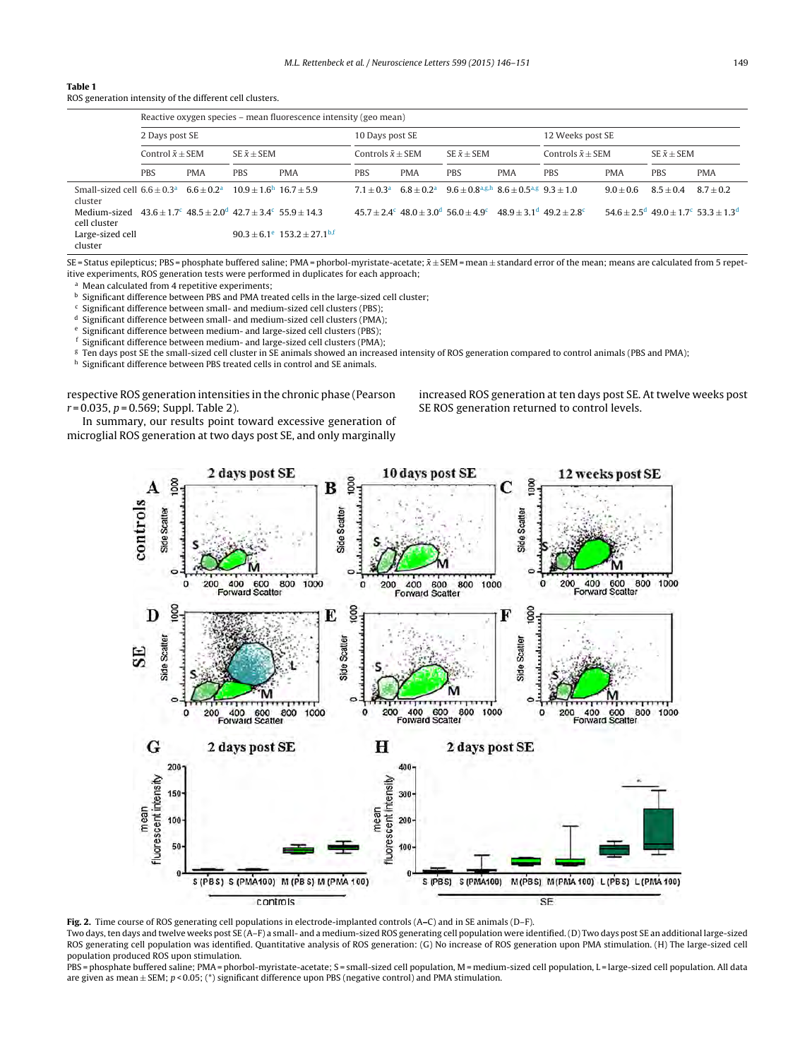**Table 1**
ROS generation intensity of the different cell clusters.

| | Reactive oxygen species – mean fluorescence intensity (geo mean) | | | | | | | | | | | |
|---|---|---|---|---|---|---|---|---|---|---|---|---|
| | 2 Days post SE | | | | 10 Days post SE | | | | 12 Weeks post SE | | | |
| | Control $\bar{x} \pm$ SEM | | SE $\bar{x} \pm$ SEM | | Controls $\bar{x} \pm$ SEM | | SE $\bar{x} \pm$ SEM | | Controls $\bar{x} \pm$ SEM | | SE $\bar{x} \pm$ SEM | |
| | PBS | PMA | PBS | PMA | PBS | PMA | PBS | PMA | PBS | PMA | PBS | PMA |
| Small-sized cell cluster | 6.6 ± 0.3[a] | 6.6 ± 0.2[a] | 10.9 ± 1.6[h] | 16.7 ± 5.9 | 7.1 ± 0.3[a] | 6.8 ± 0.2[a] | 9.6 ± 0.8[a,g,h] | 8.6 ± 0.5[a,g] | 9.3 ± 1.0 | 9.0 ± 0.6 | 8.5 ± 0.4 | 8.7 ± 0.2 |
| Medium-sized cell cluster | 43.6 ± 1.7[c] | 48.5 ± 2.0[d] | 42.7 ± 3.4[c] | 55.9 ± 14.3 | 45.7 ± 2.4[c] | 48.0 ± 3.0[d] | 56.0 ± 4.9[c] | 48.9 ± 3.1[d] | 49.2 ± 2.8[c] | 54.6 ± 2.5[d] | 49.0 ± 1.7[c] | 53.3 ± 1.3[d] |
| Large-sized cell cluster | | | 90.3 ± 6.1[e] | 153.2 ± 27.1[b,f] | | | | | | | | |

SE = Status epilepticus; PBS = phosphate buffered saline; PMA = phorbol-myristate-acetate; $\bar{x} \pm$ SEM = mean ± standard error of the mean; means are calculated from 5 repetitive experiments, ROS generation tests were performed in duplicates for each approach;

[a] Mean calculated from 4 repetitive experiments;
[b] Significant difference between PBS and PMA treated cells in the large-sized cell cluster;
[c] Significant difference between small- and medium-sized cell clusters (PBS);
[d] Significant difference between small- and medium-sized cell clusters (PMA);
[e] Significant difference between medium- and large-sized cell clusters (PBS);
[f] Significant difference between medium- and large-sized cell clusters (PMA);
[g] Ten days post SE the small-sized cell cluster in SE animals showed an increased intensity of ROS generation compared to control animals (PBS and PMA);
[h] Significant difference between PBS treated cells in control and SE animals.

respective ROS generation intensities in the chronic phase (Pearson $r = 0.035$, $p = 0.569$; Suppl. Table 2).

In summary, our results point toward excessive generation of microglial ROS generation at two days post SE, and only marginally increased ROS generation at ten days post SE. At twelve weeks post SE ROS generation returned to control levels.

**Fig. 2.** Time course of ROS generating cell populations in electrode-implanted controls (A–C) and in SE animals (D–F).
Two days, ten days and twelve weeks post SE (A–F) a small- and a medium-sized ROS generating cell population were identified. (D) Two days post SE an additional large-sized ROS generating cell population was identified. Quantitative analysis of ROS generation: (G) No increase of ROS generation upon PMA stimulation. (H) The large-sized cell population produced ROS upon stimulation.
PBS = phosphate buffered saline; PMA = phorbol-myristate-acetate; S = small-sized cell population, M = medium-sized cell population, L = large-sized cell population. All data are given as mean ± SEM; $p < 0.05$; (*) significant difference upon PBS (negative control) and PMA stimulation.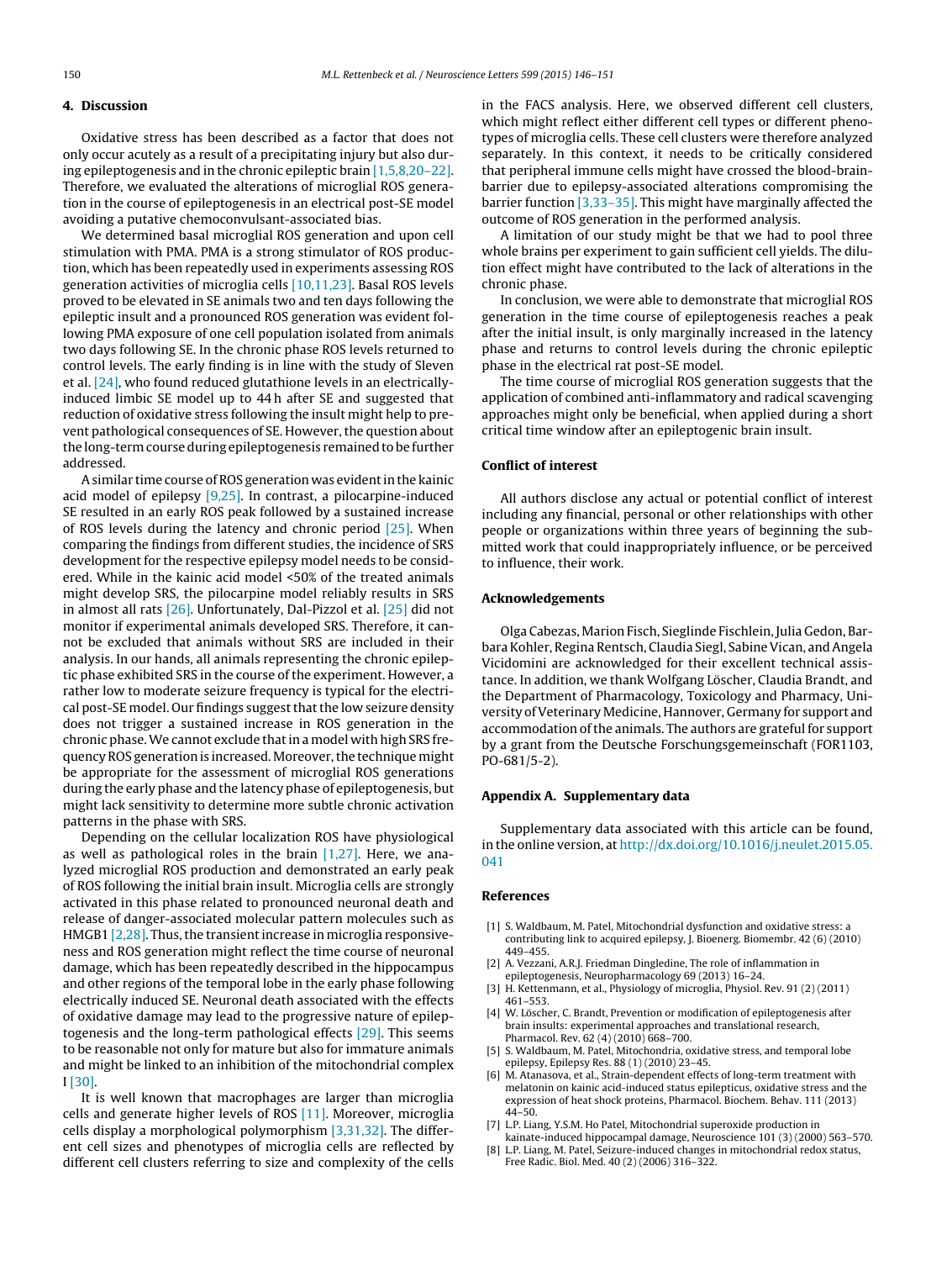## 4. Discussion

Oxidative stress has been described as a factor that does not only occur acutely as a result of a precipitating injury but also during epileptogenesis and in the chronic epileptic brain [1,5,8,20–22]. Therefore, we evaluated the alterations of microglial ROS generation in the course of epileptogenesis in an electrical post-SE model avoiding a putative chemoconvulsant-associated bias.

We determined basal microglial ROS generation and upon cell stimulation with PMA. PMA is a strong stimulator of ROS production, which has been repeatedly used in experiments assessing ROS generation activities of microglia cells [10,11,23]. Basal ROS levels proved to be elevated in SE animals two and ten days following the epileptic insult and a pronounced ROS generation was evident following PMA exposure of one cell population isolated from animals two days following SE. In the chronic phase ROS levels returned to control levels. The early finding is in line with the study of Sleven et al. [24], who found reduced glutathione levels in an electrically-induced limbic SE model up to 44 h after SE and suggested that reduction of oxidative stress following the insult might help to prevent pathological consequences of SE. However, the question about the long-term course during epileptogenesis remained to be further addressed.

A similar time course of ROS generation was evident in the kainic acid model of epilepsy [9,25]. In contrast, a pilocarpine-induced SE resulted in an early ROS peak followed by a sustained increase of ROS levels during the latency and chronic period [25]. When comparing the findings from different studies, the incidence of SRS development for the respective epilepsy model needs to be considered. While in the kainic acid model <50% of the treated animals might develop SRS, the pilocarpine model reliably results in SRS in almost all rats [26]. Unfortunately, Dal-Pizzol et al. [25] did not monitor if experimental animals developed SRS. Therefore, it cannot be excluded that animals without SRS are included in their analysis. In our hands, all animals representing the chronic epileptic phase exhibited SRS in the course of the experiment. However, a rather low to moderate seizure frequency is typical for the electrical post-SE model. Our findings suggest that the low seizure density does not trigger a sustained increase in ROS generation in the chronic phase. We cannot exclude that in a model with high SRS frequency ROS generation is increased. Moreover, the technique might be appropriate for the assessment of microglial ROS generations during the early phase and the latency phase of epileptogenesis, but might lack sensitivity to determine more subtle chronic activation patterns in the phase with SRS.

Depending on the cellular localization ROS have physiological as well as pathological roles in the brain [1,27]. Here, we analyzed microglial ROS production and demonstrated an early peak of ROS following the initial brain insult. Microglia cells are strongly activated in this phase related to pronounced neuronal death and release of danger-associated molecular pattern molecules such as HMGB1 [2,28]. Thus, the transient increase in microglia responsiveness and ROS generation might reflect the time course of neuronal damage, which has been repeatedly described in the hippocampus and other regions of the temporal lobe in the early phase following electrically induced SE. Neuronal death associated with the effects of oxidative damage may lead to the progressive nature of epileptogenesis and the long-term pathological effects [29]. This seems to be reasonable not only for mature but also for immature animals and might be linked to an inhibition of the mitochondrial complex I [30].

It is well known that macrophages are larger than microglia cells and generate higher levels of ROS [11]. Moreover, microglia cells display a morphological polymorphism [3,31,32]. The different cell sizes and phenotypes of microglia cells are reflected by different cell clusters referring to size and complexity of the cells in the FACS analysis. Here, we observed different cell clusters, which might reflect either different cell types or different phenotypes of microglia cells. These cell clusters were therefore analyzed separately. In this context, it needs to be critically considered that peripheral immune cells might have crossed the blood-brain-barrier due to epilepsy-associated alterations compromising the barrier function [3,33–35]. This might have marginally affected the outcome of ROS generation in the performed analysis.

A limitation of our study might be that we had to pool three whole brains per experiment to gain sufficient cell yields. The dilution effect might have contributed to the lack of alterations in the chronic phase.

In conclusion, we were able to demonstrate that microglial ROS generation in the time course of epileptogenesis reaches a peak after the initial insult, is only marginally increased in the latency phase and returns to control levels during the chronic epileptic phase in the electrical rat post-SE model.

The time course of microglial ROS generation suggests that the application of combined anti-inflammatory and radical scavenging approaches might only be beneficial, when applied during a short critical time window after an epileptogenic brain insult.

## Conflict of interest

All authors disclose any actual or potential conflict of interest including any financial, personal or other relationships with other people or organizations within three years of beginning the submitted work that could inappropriately influence, or be perceived to influence, their work.

## Acknowledgements

Olga Cabezas, Marion Fisch, Sieglinde Fischlein, Julia Gedon, Barbara Kohler, Regina Rentsch, Claudia Siegl, Sabine Vican, and Angela Vicidomini are acknowledged for their excellent technical assistance. In addition, we thank Wolfgang Löscher, Claudia Brandt, and the Department of Pharmacology, Toxicology and Pharmacy, University of Veterinary Medicine, Hannover, Germany for support and accommodation of the animals. The authors are grateful for support by a grant from the Deutsche Forschungsgemeinschaft (FOR1103, PO-681/5-2).

## Appendix A. Supplementary data

Supplementary data associated with this article can be found, in the online version, at http://dx.doi.org/10.1016/j.neulet.2015.05.041

## References

[1] S. Waldbaum, M. Patel, Mitochondrial dysfunction and oxidative stress: a contributing link to acquired epilepsy, J. Bioenerg. Biomembr. 42 (6) (2010) 449–455.

[2] A. Vezzani, A.R.J. Friedman Dingledine, The role of inflammation in epileptogenesis, Neuropharmacology 69 (2013) 16–24.

[3] H. Kettenmann, et al., Physiology of microglia, Physiol. Rev. 91 (2) (2011) 461–553.

[4] W. Löscher, C. Brandt, Prevention or modification of epileptogenesis after brain insults: experimental approaches and translational research, Pharmacol. Rev. 62 (4) (2010) 668–700.

[5] S. Waldbaum, M. Patel, Mitochondria, oxidative stress, and temporal lobe epilepsy, Epilepsy Res. 88 (1) (2010) 23–45.

[6] M. Atanasova, et al., Strain-dependent effects of long-term treatment with melatonin on kainic acid-induced status epilepticus, oxidative stress and the expression of heat shock proteins, Pharmacol. Biochem. Behav. 111 (2013) 44–50.

[7] L.P. Liang, Y.S.M. Ho Patel, Mitochondrial superoxide production in kainate-induced hippocampal damage, Neuroscience 101 (3) (2000) 563–570.

[8] L.P. Liang, M. Patel, Seizure-induced changes in mitochondrial redox status, Free Radic. Biol. Med. 40 (2) (2006) 316–322.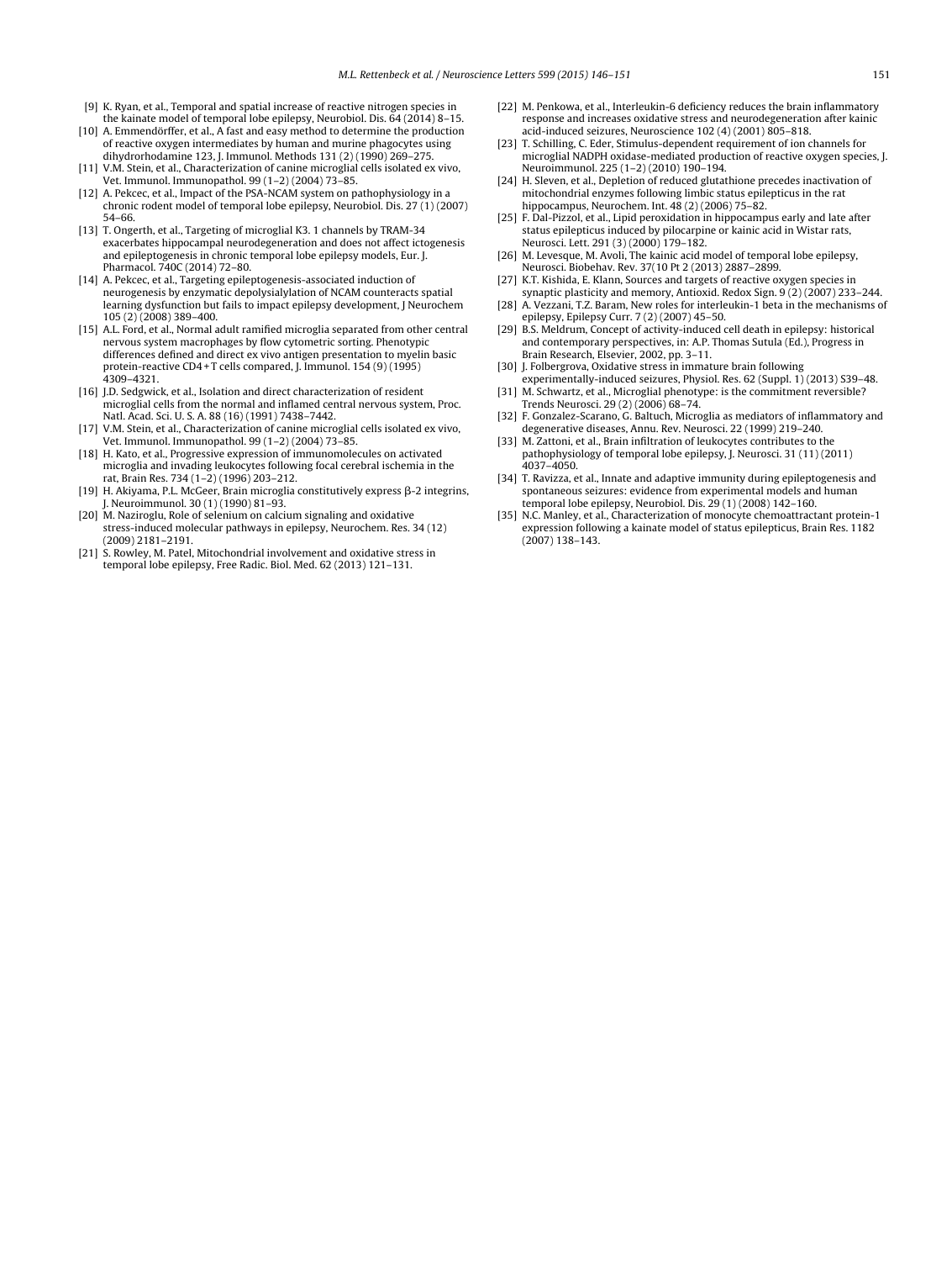[9] K. Ryan, et al., Temporal and spatial increase of reactive nitrogen species in the kainate model of temporal lobe epilepsy, Neurobiol. Dis. 64 (2014) 8–15.

[10] A. Emmendörffer, et al., A fast and easy method to determine the production of reactive oxygen intermediates by human and murine phagocytes using dihydrorhodamine 123, J. Immunol. Methods 131 (2) (1990) 269–275.

[11] V.M. Stein, et al., Characterization of canine microglial cells isolated ex vivo, Vet. Immunol. Immunopathol. 99 (1–2) (2004) 73–85.

[12] A. Pekcec, et al., Impact of the PSA-NCAM system on pathophysiology in a chronic rodent model of temporal lobe epilepsy, Neurobiol. Dis. 27 (1) (2007) 54–66.

[13] T. Ongerth, et al., Targeting of microglial K3. 1 channels by TRAM-34 exacerbates hippocampal neurodegeneration and does not affect ictogenesis and epileptogenesis in chronic temporal lobe epilepsy models, Eur. J. Pharmacol. 740C (2014) 72–80.

[14] A. Pekcec, et al., Targeting epileptogenesis-associated induction of neurogenesis by enzymatic depolysialylation of NCAM counteracts spatial learning dysfunction but fails to impact epilepsy development, J Neurochem 105 (2) (2008) 389–400.

[15] A.L. Ford, et al., Normal adult ramified microglia separated from other central nervous system macrophages by flow cytometric sorting. Phenotypic differences defined and direct ex vivo antigen presentation to myelin basic protein-reactive CD4+T cells compared, J. Immunol. 154 (9) (1995) 4309–4321.

[16] J.D. Sedgwick, et al., Isolation and direct characterization of resident microglial cells from the normal and inflamed central nervous system, Proc. Natl. Acad. Sci. U. S. A. 88 (16) (1991) 7438–7442.

[17] V.M. Stein, et al., Characterization of canine microglial cells isolated ex vivo, Vet. Immunol. Immunopathol. 99 (1–2) (2004) 73–85.

[18] H. Kato, et al., Progressive expression of immunomolecules on activated microglia and invading leukocytes following focal cerebral ischemia in the rat, Brain Res. 734 (1–2) (1996) 203–212.

[19] H. Akiyama, P.L. McGeer, Brain microglia constitutively express β-2 integrins, J. Neuroimmunol. 30 (1) (1990) 81–93.

[20] M. Naziroglu, Role of selenium on calcium signaling and oxidative stress-induced molecular pathways in epilepsy, Neurochem. Res. 34 (12) (2009) 2181–2191.

[21] S. Rowley, M. Patel, Mitochondrial involvement and oxidative stress in temporal lobe epilepsy, Free Radic. Biol. Med. 62 (2013) 121–131.

[22] M. Penkowa, et al., Interleukin-6 deficiency reduces the brain inflammatory response and increases oxidative stress and neurodegeneration after kainic acid-induced seizures, Neuroscience 102 (4) (2001) 805–818.

[23] T. Schilling, C. Eder, Stimulus-dependent requirement of ion channels for microglial NADPH oxidase-mediated production of reactive oxygen species, J. Neuroimmunol. 225 (1–2) (2010) 190–194.

[24] H. Sleven, et al., Depletion of reduced glutathione precedes inactivation of mitochondrial enzymes following limbic status epilepticus in the rat hippocampus, Neurochem. Int. 48 (2) (2006) 75–82.

[25] F. Dal-Pizzol, et al., Lipid peroxidation in hippocampus early and late after status epilepticus induced by pilocarpine or kainic acid in Wistar rats, Neurosci. Lett. 291 (3) (2000) 179–182.

[26] M. Levesque, M. Avoli, The kainic acid model of temporal lobe epilepsy, Neurosci. Biobehav. Rev. 37(10 Pt 2 (2013) 2887–2899.

[27] K.T. Kishida, E. Klann, Sources and targets of reactive oxygen species in synaptic plasticity and memory, Antioxid. Redox Sign. 9 (2) (2007) 233–244.

[28] A. Vezzani, T.Z. Baram, New roles for interleukin-1 beta in the mechanisms of epilepsy, Epilepsy Curr. 7 (2) (2007) 45–50.

[29] B.S. Meldrum, Concept of activity-induced cell death in epilepsy: historical and contemporary perspectives, in: A.P. Thomas Sutula (Ed.), Progress in Brain Research, Elsevier, 2002, pp. 3–11.

[30] J. Folbergrova, Oxidative stress in immature brain following experimentally-induced seizures, Physiol. Res. 62 (Suppl. 1) (2013) S39–48.

[31] M. Schwartz, et al., Microglial phenotype: is the commitment reversible? Trends Neurosci. 29 (2) (2006) 68–74.

[32] F. Gonzalez-Scarano, G. Baltuch, Microglia as mediators of inflammatory and degenerative diseases, Annu. Rev. Neurosci. 22 (1999) 219–240.

[33] M. Zattoni, et al., Brain infiltration of leukocytes contributes to the pathophysiology of temporal lobe epilepsy, J. Neurosci. 31 (11) (2011) 4037–4050.

[34] T. Ravizza, et al., Innate and adaptive immunity during epileptogenesis and spontaneous seizures: evidence from experimental models and human temporal lobe epilepsy, Neurobiol. Dis. 29 (1) (2008) 142–160.

[35] N.C. Manley, et al., Characterization of monocyte chemoattractant protein-1 expression following a kainate model of status epilepticus, Brain Res. 1182 (2007) 138–143.